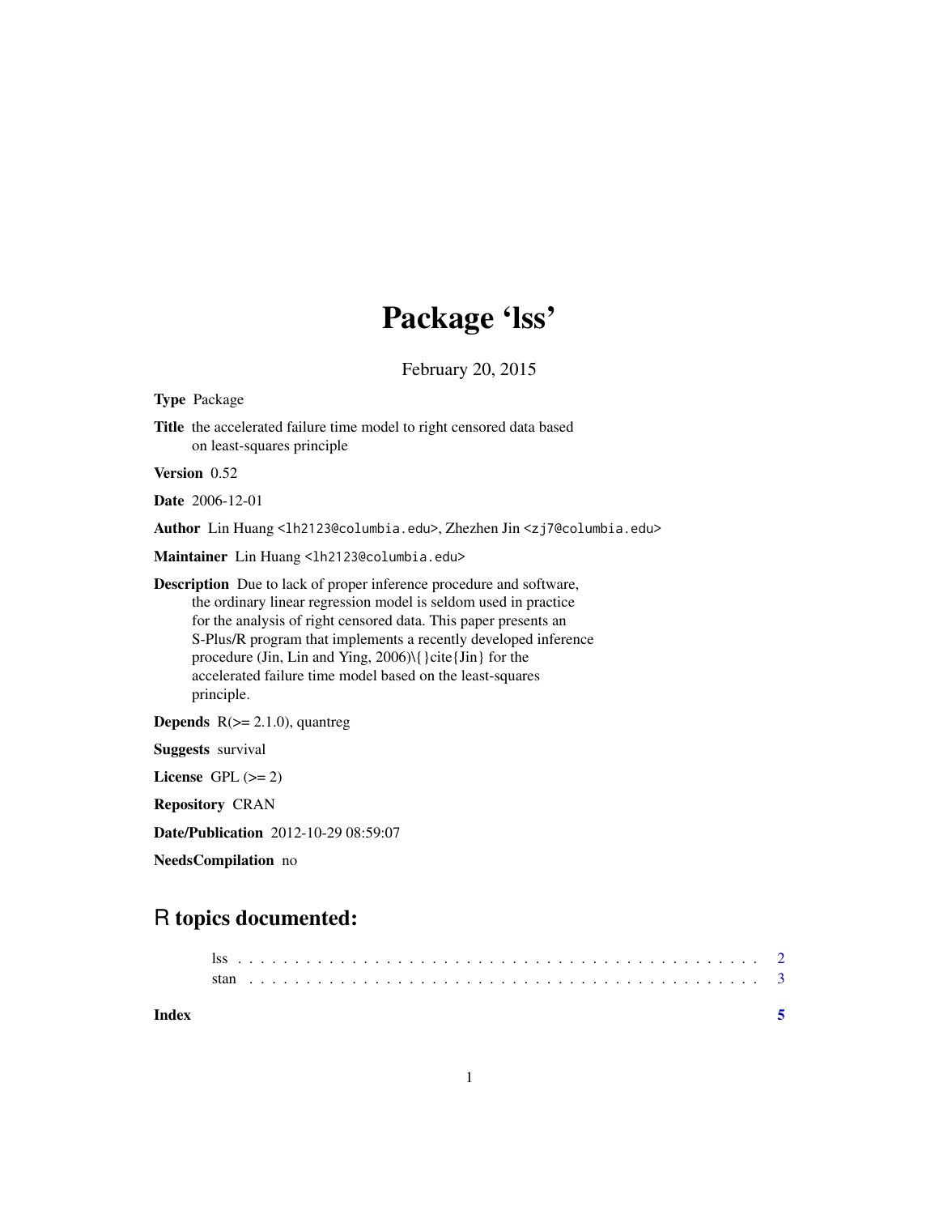# Package 'lss'

February 20, 2015

**Type** Package

**Title** the accelerated failure time model to right censored data based on least-squares principle

**Version** 0.52

**Date** 2006-12-01

**Author** Lin Huang <lh2123@columbia.edu>, Zhezhen Jin <zj7@columbia.edu>

**Maintainer** Lin Huang <lh2123@columbia.edu>

**Description** Due to lack of proper inference procedure and software, the ordinary linear regression model is seldom used in practice for the analysis of right censored data. This paper presents an S-Plus/R program that implements a recently developed inference procedure (Jin, Lin and Ying, 2006)\{}cite{Jin} for the accelerated failure time model based on the least-squares principle.

**Depends** R(>= 2.1.0), quantreg

**Suggests** survival

**License** GPL (>= 2)

**Repository** CRAN

**Date/Publication** 2012-10-29 08:59:07

**NeedsCompilation** no

## R topics documented:

| | |
|---|---|
| lss | 2 |
| stan | 3 |
| **Index** | **5** |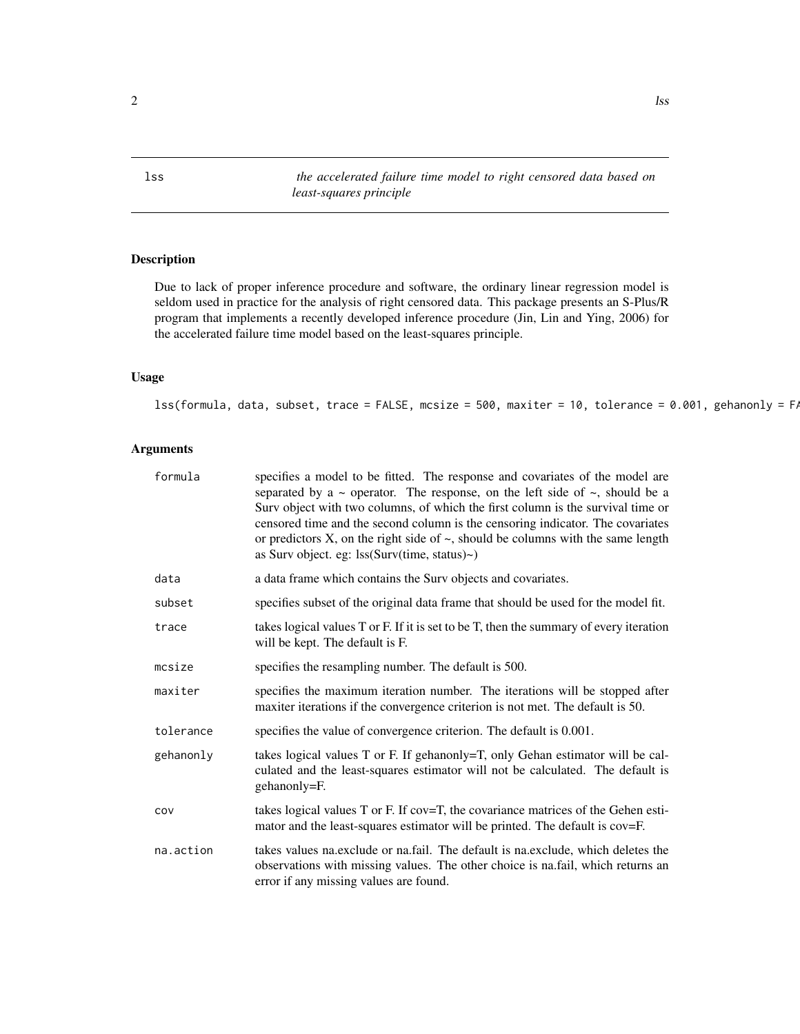lss — *the accelerated failure time model to right censored data based on least-squares principle*

## Description

Due to lack of proper inference procedure and software, the ordinary linear regression model is seldom used in practice for the analysis of right censored data. This package presents an S-Plus/R program that implements a recently developed inference procedure (Jin, Lin and Ying, 2006) for the accelerated failure time model based on the least-squares principle.

## Usage

```
lss(formula, data, subset, trace = FALSE, mcsize = 500, maxiter = 10, tolerance = 0.001, gehanonly = FA
```

## Arguments

| | |
|---|---|
| `formula` | specifies a model to be fitted. The response and covariates of the model are separated by a ~ operator. The response, on the left side of ~, should be a Surv object with two columns, of which the first column is the survival time or censored time and the second column is the censoring indicator. The covariates or predictors X, on the right side of ~, should be columns with the same length as Surv object. eg: lss(Surv(time, status)~) |
| `data` | a data frame which contains the Surv objects and covariates. |
| `subset` | specifies subset of the original data frame that should be used for the model fit. |
| `trace` | takes logical values T or F. If it is set to be T, then the summary of every iteration will be kept. The default is F. |
| `mcsize` | specifies the resampling number. The default is 500. |
| `maxiter` | specifies the maximum iteration number. The iterations will be stopped after maxiter iterations if the convergence criterion is not met. The default is 50. |
| `tolerance` | specifies the value of convergence criterion. The default is 0.001. |
| `gehanonly` | takes logical values T or F. If gehanonly=T, only Gehan estimator will be calculated and the least-squares estimator will not be calculated. The default is gehanonly=F. |
| `cov` | takes logical values T or F. If cov=T, the covariance matrices of the Gehen estimator and the least-squares estimator will be printed. The default is cov=F. |
| `na.action` | takes values na.exclude or na.fail. The default is na.exclude, which deletes the observations with missing values. The other choice is na.fail, which returns an error if any missing values are found. |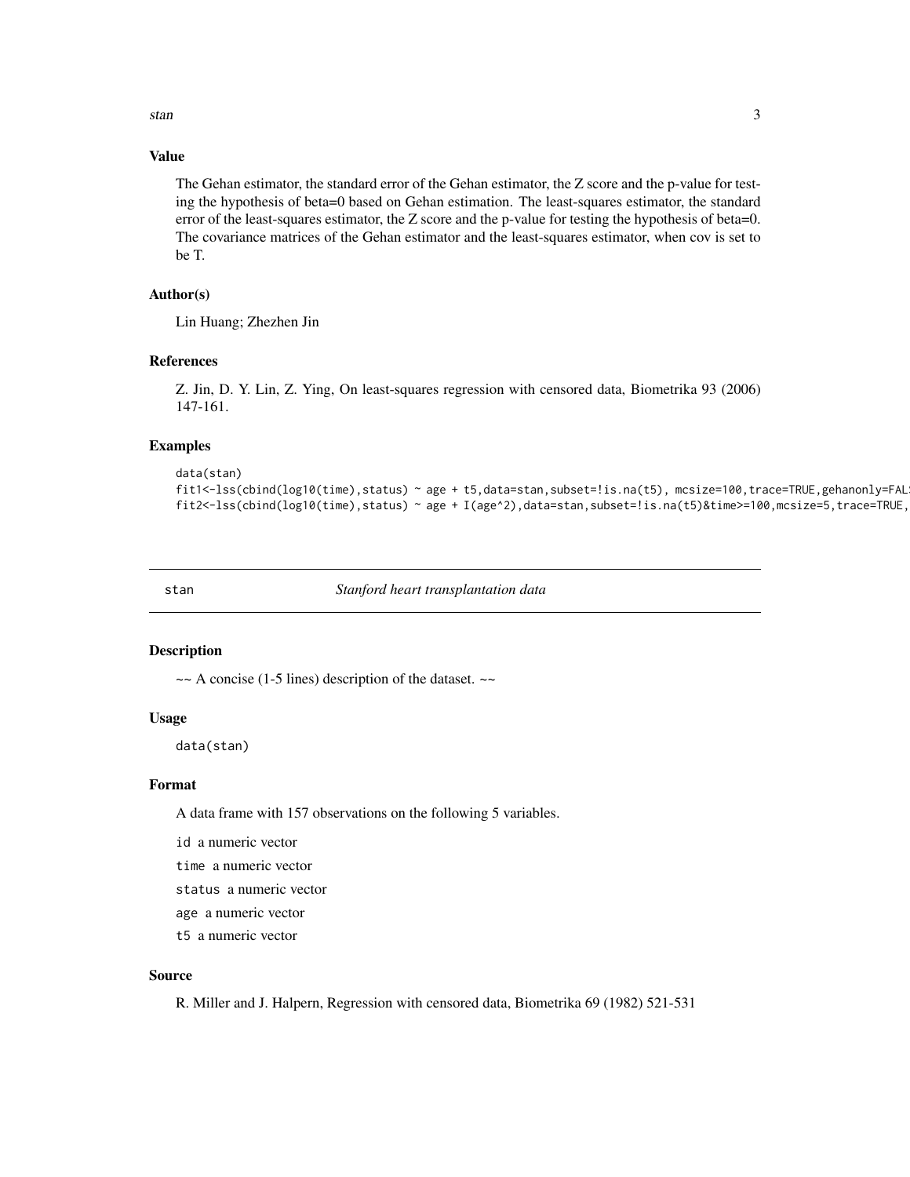### Value

The Gehan estimator, the standard error of the Gehan estimator, the Z score and the p-value for testing the hypothesis of beta=0 based on Gehan estimation. The least-squares estimator, the standard error of the least-squares estimator, the Z score and the p-value for testing the hypothesis of beta=0. The covariance matrices of the Gehan estimator and the least-squares estimator, when cov is set to be T.

### Author(s)

Lin Huang; Zhezhen Jin

### References

Z. Jin, D. Y. Lin, Z. Ying, On least-squares regression with censored data, Biometrika 93 (2006) 147-161.

### Examples

```
data(stan)
fit1<-lss(cbind(log10(time),status) ~ age + t5,data=stan,subset=!is.na(t5), mcsize=100,trace=TRUE,gehanonly=FAL
fit2<-lss(cbind(log10(time),status) ~ age + I(age^2),data=stan,subset=!is.na(t5)&time>=100,mcsize=5,trace=TRUE,
```

---

## stan — *Stanford heart transplantation data*

### Description

~~ A concise (1-5 lines) description of the dataset. ~~

### Usage

```
data(stan)
```

### Format

A data frame with 157 observations on the following 5 variables.

`id` a numeric vector

`time` a numeric vector

`status` a numeric vector

`age` a numeric vector

`t5` a numeric vector

### Source

R. Miller and J. Halpern, Regression with censored data, Biometrika 69 (1982) 521-531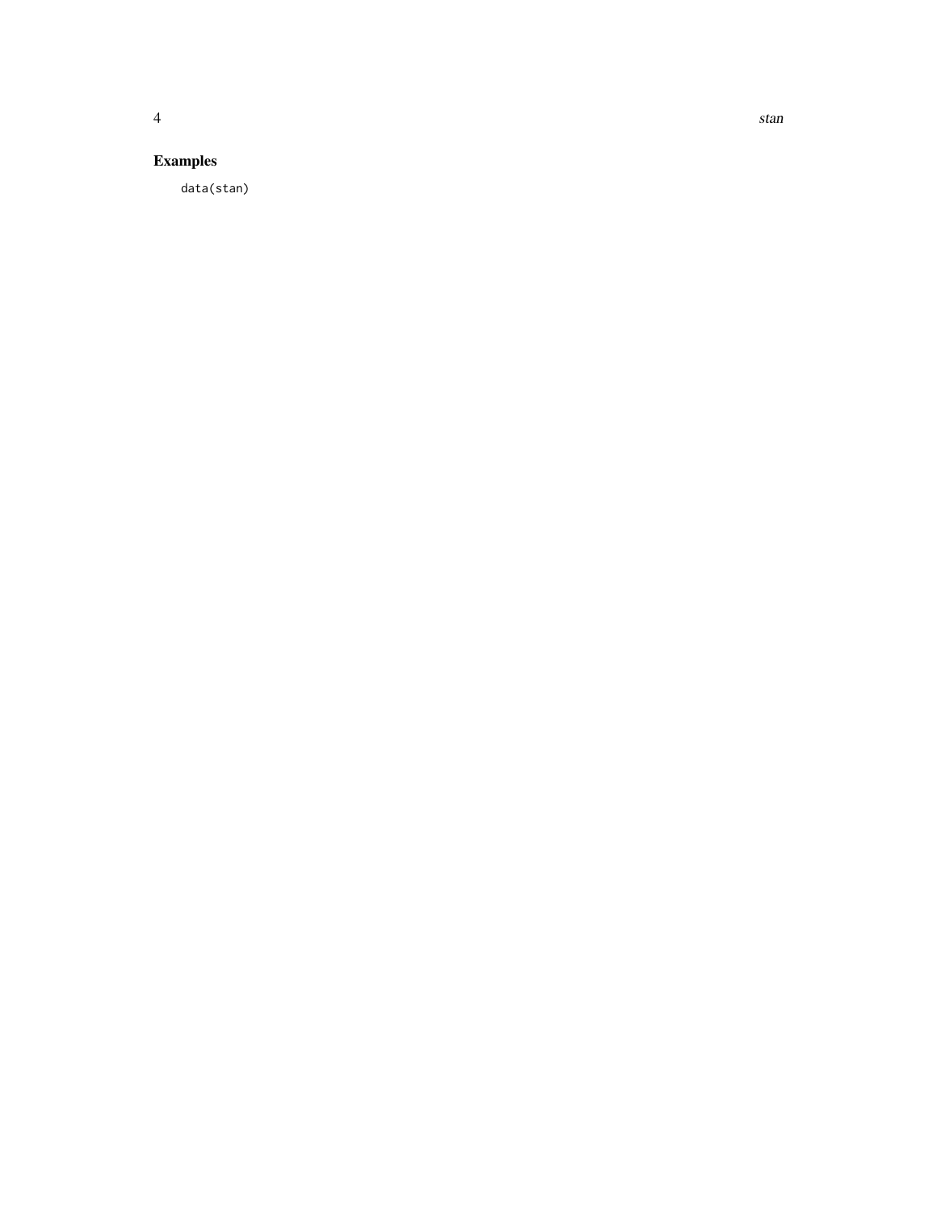## Examples

```
data(stan)
```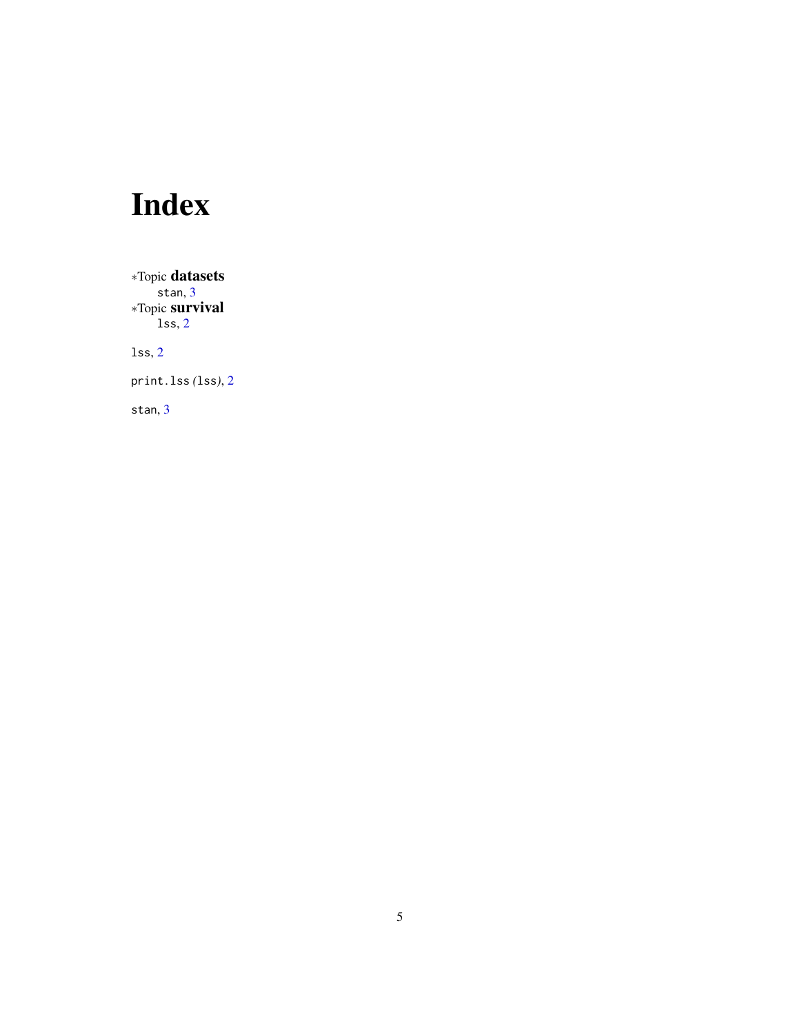# Index

∗Topic **datasets**
  stan, 3

∗Topic **survival**
  lss, 2

lss, 2

print.lss *(*lss*)*, 2

stan, 3